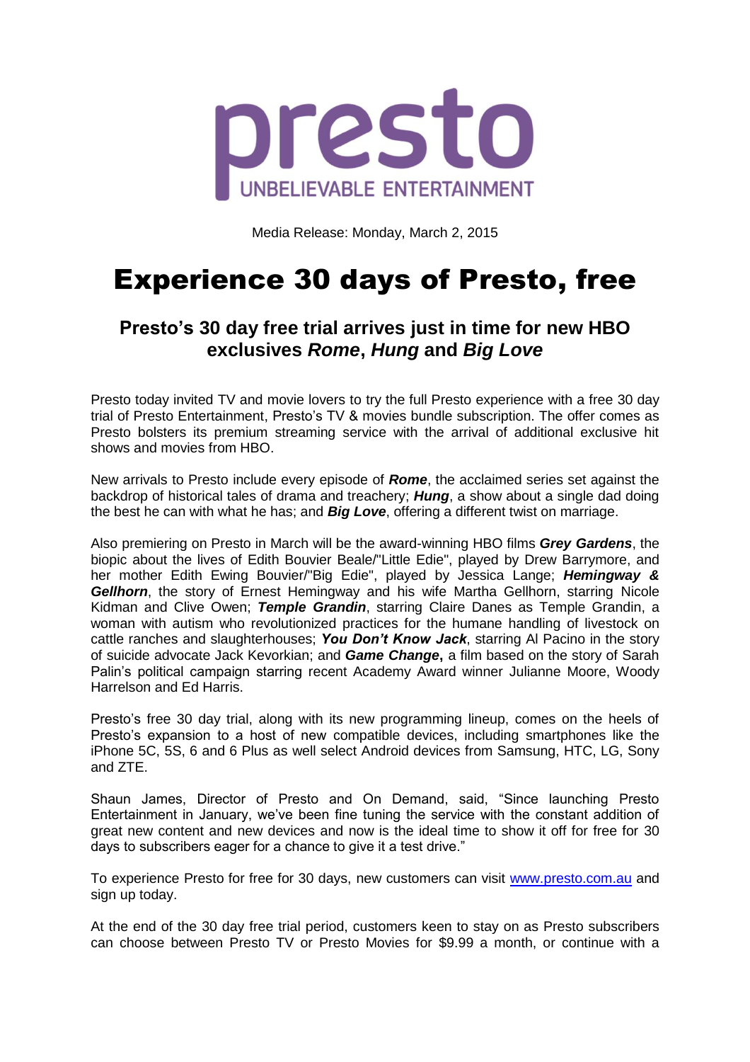presto

UNBELIEVABLE ENTERTAINMENT

Media Release: Monday, March 2, 2015

# Experience 30 days of Presto, free

## Presto's 30 day free trial arrives just in time for new HBO exclusives *Rome*, *Hung* and *Big Love*

Presto today invited TV and movie lovers to try the full Presto experience with a free 30 day trial of Presto Entertainment, Presto's TV & movies bundle subscription. The offer comes as Presto bolsters its premium streaming service with the arrival of additional exclusive hit shows and movies from HBO.

New arrivals to Presto include every episode of ***Rome***, the acclaimed series set against the backdrop of historical tales of drama and treachery; ***Hung***, a show about a single dad doing the best he can with what he has; and ***Big Love***, offering a different twist on marriage.

Also premiering on Presto in March will be the award-winning HBO films ***Grey Gardens***, the biopic about the lives of Edith Bouvier Beale/"Little Edie", played by Drew Barrymore, and her mother Edith Ewing Bouvier/"Big Edie", played by Jessica Lange; ***Hemingway & Gellhorn***, the story of Ernest Hemingway and his wife Martha Gellhorn, starring Nicole Kidman and Clive Owen; ***Temple Grandin***, starring Claire Danes as Temple Grandin, a woman with autism who revolutionized practices for the humane handling of livestock on cattle ranches and slaughterhouses; ***You Don't Know Jack***, starring Al Pacino in the story of suicide advocate Jack Kevorkian; and ***Game Change*****,** a film based on the story of Sarah Palin's political campaign starring recent Academy Award winner Julianne Moore, Woody Harrelson and Ed Harris.

Presto's free 30 day trial, along with its new programming lineup, comes on the heels of Presto's expansion to a host of new compatible devices, including smartphones like the iPhone 5C, 5S, 6 and 6 Plus as well select Android devices from Samsung, HTC, LG, Sony and ZTE.

Shaun James, Director of Presto and On Demand, said, "Since launching Presto Entertainment in January, we've been fine tuning the service with the constant addition of great new content and new devices and now is the ideal time to show it off for free for 30 days to subscribers eager for a chance to give it a test drive."

To experience Presto for free for 30 days, new customers can visit [www.presto.com.au](http://www.presto.com.au) and sign up today.

At the end of the 30 day free trial period, customers keen to stay on as Presto subscribers can choose between Presto TV or Presto Movies for $9.99 a month, or continue with a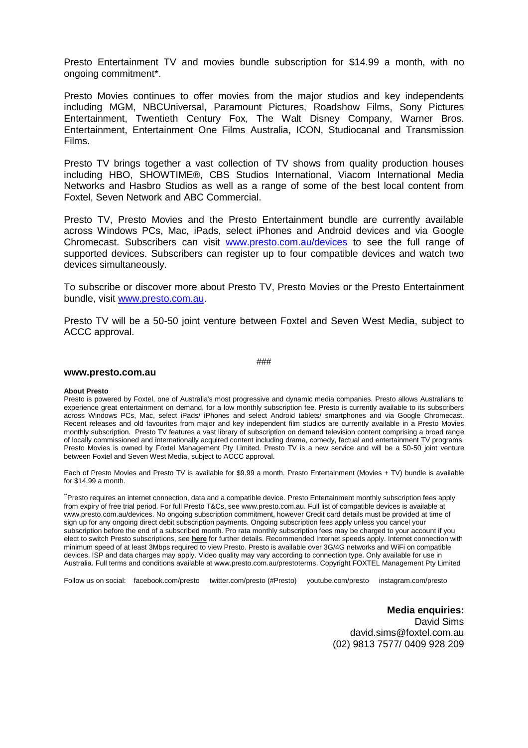Presto Entertainment TV and movies bundle subscription for $14.99 a month, with no ongoing commitment*.

Presto Movies continues to offer movies from the major studios and key independents including MGM, NBCUniversal, Paramount Pictures, Roadshow Films, Sony Pictures Entertainment, Twentieth Century Fox, The Walt Disney Company, Warner Bros. Entertainment, Entertainment One Films Australia, ICON, Studiocanal and Transmission Films.

Presto TV brings together a vast collection of TV shows from quality production houses including HBO, SHOWTIME®, CBS Studios International, Viacom International Media Networks and Hasbro Studios as well as a range of some of the best local content from Foxtel, Seven Network and ABC Commercial.

Presto TV, Presto Movies and the Presto Entertainment bundle are currently available across Windows PCs, Mac, iPads, select iPhones and Android devices and via Google Chromecast. Subscribers can visit [www.presto.com.au/devices](www.presto.com.au/devices) to see the full range of supported devices. Subscribers can register up to four compatible devices and watch two devices simultaneously.

To subscribe or discover more about Presto TV, Presto Movies or the Presto Entertainment bundle, visit [www.presto.com.au](www.presto.com.au).

Presto TV will be a 50-50 joint venture between Foxtel and Seven West Media, subject to ACCC approval.

###

**www.presto.com.au**

**About Presto**

Presto is powered by Foxtel, one of Australia's most progressive and dynamic media companies. Presto allows Australians to experience great entertainment on demand, for a low monthly subscription fee. Presto is currently available to its subscribers across Windows PCs, Mac, select iPads/ iPhones and select Android tablets/ smartphones and via Google Chromecast. Recent releases and old favourites from major and key independent film studios are currently available in a Presto Movies monthly subscription. Presto TV features a vast library of subscription on demand television content comprising a broad range of locally commissioned and internationally acquired content including drama, comedy, factual and entertainment TV programs. Presto Movies is owned by Foxtel Management Pty Limited. Presto TV is a new service and will be a 50-50 joint venture between Foxtel and Seven West Media, subject to ACCC approval.

Each of Presto Movies and Presto TV is available for $9.99 a month. Presto Entertainment (Movies + TV) bundle is available for $14.99 a month.

**Presto requires an internet connection, data and a compatible device. Presto Entertainment monthly subscription fees apply from expiry of free trial period. For full Presto T&Cs, see www.presto.com.au. Full list of compatible devices is available at www.presto.com.au/devices. No ongoing subscription commitment, however Credit card details must be provided at time of sign up for any ongoing direct debit subscription payments. Ongoing subscription fees apply unless you cancel your subscription before the end of a subscribed month. Pro rata monthly subscription fees may be charged to your account if you elect to switch Presto subscriptions, see **here** for further details. Recommended Internet speeds apply. Internet connection with minimum speed of at least 3Mbps required to view Presto. Presto is available over 3G/4G networks and WiFi on compatible devices. ISP and data charges may apply. Video quality may vary according to connection type. Only available for use in Australia. Full terms and conditions available at www.presto.com.au/prestoterms. Copyright FOXTEL Management Pty Limited

Follow us on social: facebook.com/presto twitter.com/presto (#Presto) youtube.com/presto instagram.com/presto

**Media enquiries:**
David Sims
david.sims@foxtel.com.au
(02) 9813 7577/ 0409 928 209